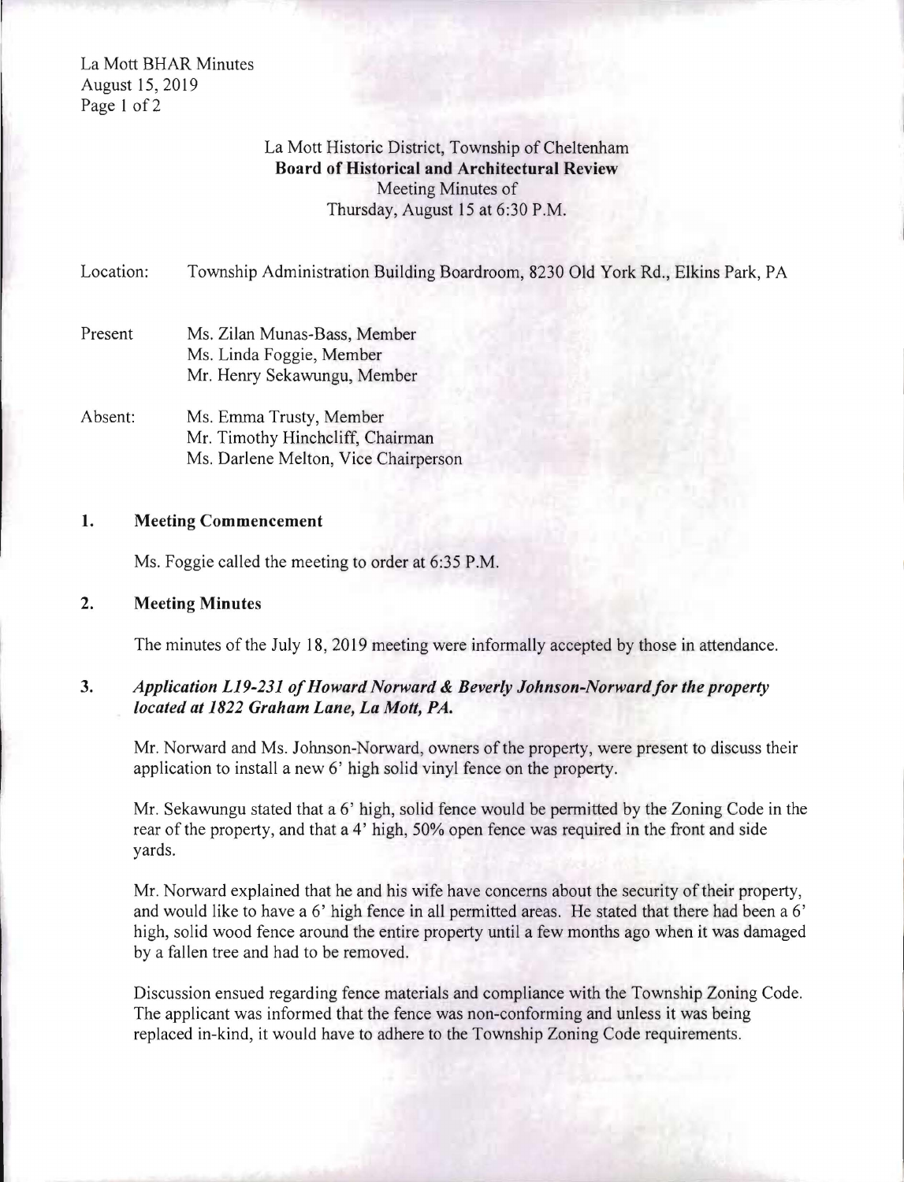La Mott Historic District, Township of Cheltenham
**Board of Historical and Architectural Review**
Meeting Minutes of
Thursday, August 15 at 6:30 P.M.

Location: Township Administration Building Boardroom, 8230 Old York Rd., Elkins Park, PA

Present Ms. Zilan Munas-Bass, Member
Ms. Linda Foggie, Member
Mr. Henry Sekawungu, Member

Absent: Ms. Emma Trusty, Member
Mr. Timothy Hinchcliff, Chairman
Ms. Darlene Melton, Vice Chairperson

## 1. Meeting Commencement

Ms. Foggie called the meeting to order at 6:35 P.M.

## 2. Meeting Minutes

The minutes of the July 18, 2019 meeting were informally accepted by those in attendance.

## 3. *Application L19-231 of Howard Norward & Beverly Johnson-Norward for the property located at 1822 Graham Lane, La Mott, PA.*

Mr. Norward and Ms. Johnson-Norward, owners of the property, were present to discuss their application to install a new 6' high solid vinyl fence on the property.

Mr. Sekawungu stated that a 6' high, solid fence would be permitted by the Zoning Code in the rear of the property, and that a 4' high, 50% open fence was required in the front and side yards.

Mr. Norward explained that he and his wife have concerns about the security of their property, and would like to have a 6' high fence in all permitted areas. He stated that there had been a 6' high, solid wood fence around the entire property until a few months ago when it was damaged by a fallen tree and had to be removed.

Discussion ensued regarding fence materials and compliance with the Township Zoning Code. The applicant was informed that the fence was non-conforming and unless it was being replaced in-kind, it would have to adhere to the Township Zoning Code requirements.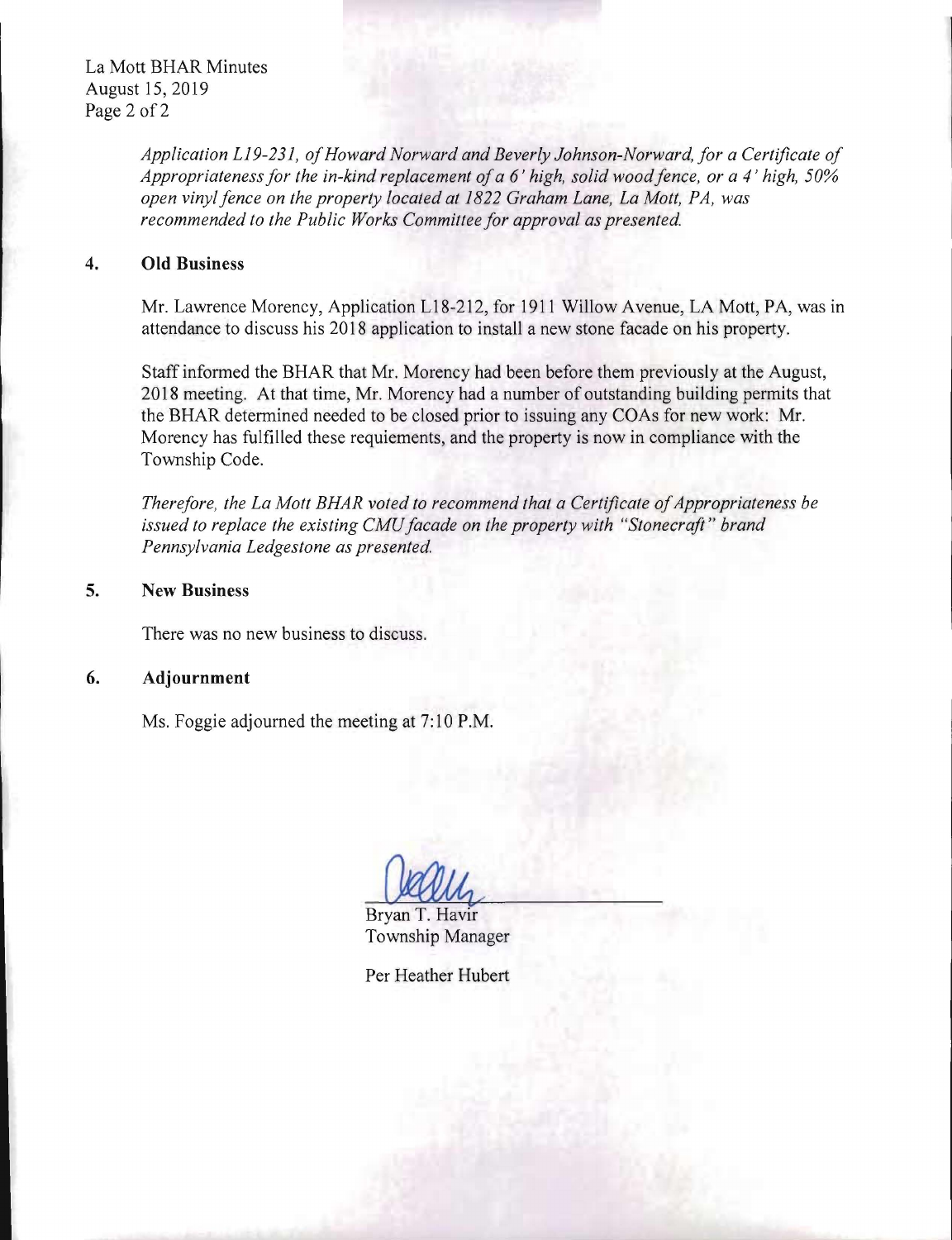*Application L19-231, of Howard Norward and Beverly Johnson-Norward, for a Certificate of Appropriateness for the in-kind replacement of a 6' high, solid wood fence, or a 4' high, 50% open vinyl fence on the property located at 1822 Graham Lane, La Mott, PA, was recommended to the Public Works Committee for approval as presented.*

## 4. Old Business

Mr. Lawrence Morency, Application L18-212, for 1911 Willow Avenue, LA Mott, PA, was in attendance to discuss his 2018 application to install a new stone facade on his property.

Staff informed the BHAR that Mr. Morency had been before them previously at the August, 2018 meeting. At that time, Mr. Morency had a number of outstanding building permits that the BHAR determined needed to be closed prior to issuing any COAs for new work: Mr. Morency has fulfilled these requiements, and the property is now in compliance with the Township Code.

*Therefore, the La Mott BHAR voted to recommend that a Certificate of Appropriateness be issued to replace the existing CMU facade on the property with "Stonecraft" brand Pennsylvania Ledgestone as presented.*

## 5. New Business

There was no new business to discuss.

## 6. Adjournment

Ms. Foggie adjourned the meeting at 7:10 P.M.

Bryan T. Havir
Township Manager

Per Heather Hubert